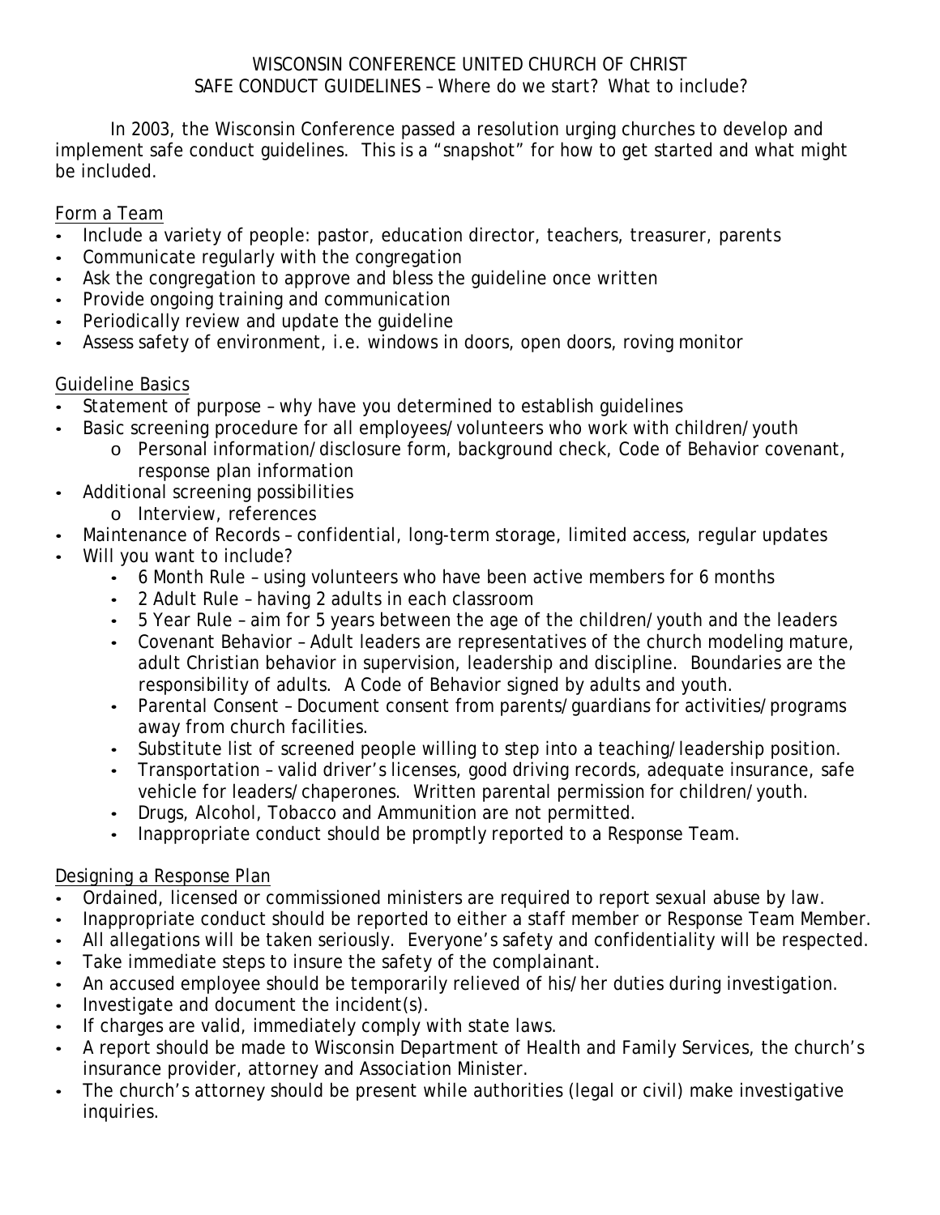# WISCONSIN CONFERENCE UNITED CHURCH OF CHRIST
## SAFE CONDUCT GUIDELINES – Where do we start? What to include?

In 2003, the Wisconsin Conference passed a resolution urging churches to develop and implement safe conduct guidelines. This is a "snapshot" for how to get started and what might be included.

### Form a Team

- Include a variety of people: pastor, education director, teachers, treasurer, parents
- Communicate regularly with the congregation
- Ask the congregation to approve and bless the guideline once written
- Provide ongoing training and communication
- Periodically review and update the guideline
- Assess safety of environment, i.e. windows in doors, open doors, roving monitor

### Guideline Basics

- Statement of purpose – why have you determined to establish guidelines
- Basic screening procedure for all employees/volunteers who work with children/youth
  - Personal information/disclosure form, background check, Code of Behavior covenant, response plan information
- Additional screening possibilities
  - Interview, references
- Maintenance of Records – confidential, long-term storage, limited access, regular updates
- Will you want to include?
  - 6 Month Rule – using volunteers who have been active members for 6 months
  - 2 Adult Rule – having 2 adults in each classroom
  - 5 Year Rule – aim for 5 years between the age of the children/youth and the leaders
  - Covenant Behavior – Adult leaders are representatives of the church modeling mature, adult Christian behavior in supervision, leadership and discipline. Boundaries are the responsibility of adults. A Code of Behavior signed by adults and youth.
  - Parental Consent – Document consent from parents/guardians for activities/programs away from church facilities.
  - Substitute list of screened people willing to step into a teaching/leadership position.
  - Transportation – valid driver's licenses, good driving records, adequate insurance, safe vehicle for leaders/chaperones. Written parental permission for children/youth.
  - Drugs, Alcohol, Tobacco and Ammunition are not permitted.
  - Inappropriate conduct should be promptly reported to a Response Team.

### Designing a Response Plan

- Ordained, licensed or commissioned ministers are required to report sexual abuse by law.
- Inappropriate conduct should be reported to either a staff member or Response Team Member.
- All allegations will be taken seriously. Everyone's safety and confidentiality will be respected.
- Take immediate steps to insure the safety of the complainant.
- An accused employee should be temporarily relieved of his/her duties during investigation.
- Investigate and document the incident(s).
- If charges are valid, immediately comply with state laws.
- A report should be made to Wisconsin Department of Health and Family Services, the church's insurance provider, attorney and Association Minister.
- The church's attorney should be present while authorities (legal or civil) make investigative inquiries.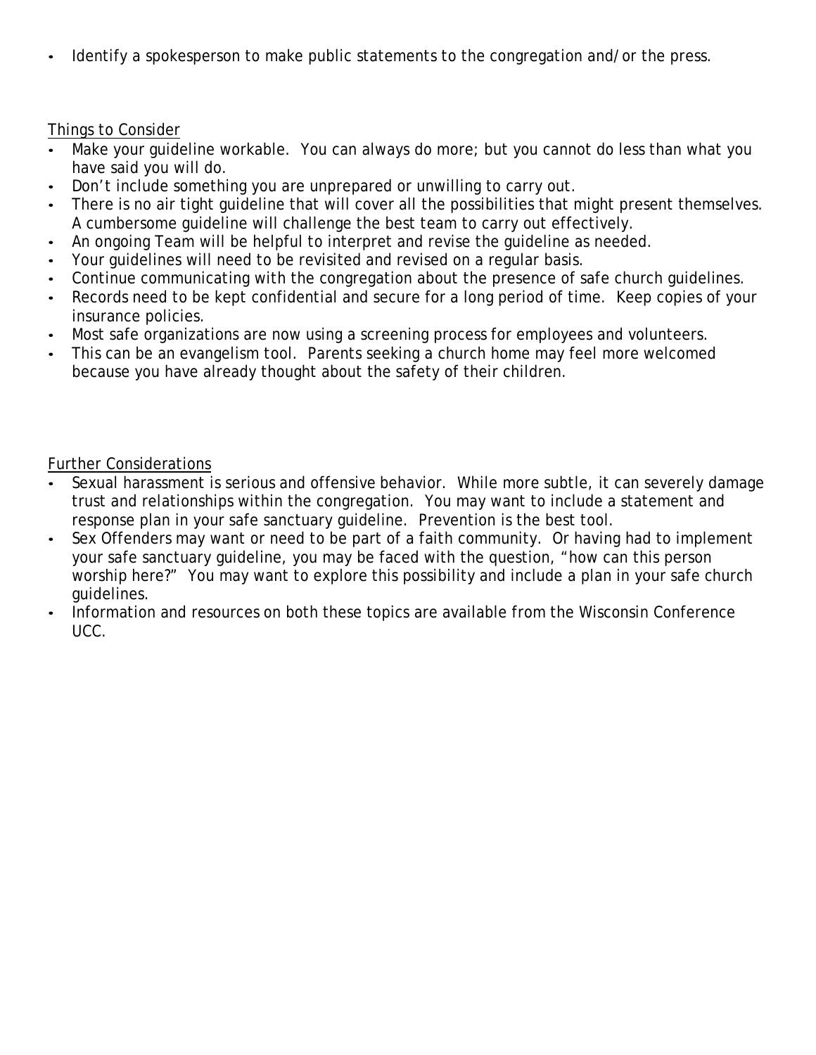- Identify a spokesperson to make public statements to the congregation and/or the press.

Things to Consider

- Make your guideline workable. You can always do more; but you cannot do less than what you have said you will do.
- Don't include something you are unprepared or unwilling to carry out.
- There is no air tight guideline that will cover all the possibilities that might present themselves. A cumbersome guideline will challenge the best team to carry out effectively.
- An ongoing Team will be helpful to interpret and revise the guideline as needed.
- Your guidelines will need to be revisited and revised on a regular basis.
- Continue communicating with the congregation about the presence of safe church guidelines.
- Records need to be kept confidential and secure for a long period of time. Keep copies of your insurance policies.
- Most safe organizations are now using a screening process for employees and volunteers.
- This can be an evangelism tool. Parents seeking a church home may feel more welcomed because you have already thought about the safety of their children.

Further Considerations

- Sexual harassment is serious and offensive behavior. While more subtle, it can severely damage trust and relationships within the congregation. You may want to include a statement and response plan in your safe sanctuary guideline. Prevention is the best tool.
- Sex Offenders may want or need to be part of a faith community. Or having had to implement your safe sanctuary guideline, you may be faced with the question, "how can this person worship here?" You may want to explore this possibility and include a plan in your safe church guidelines.
- Information and resources on both these topics are available from the Wisconsin Conference UCC.